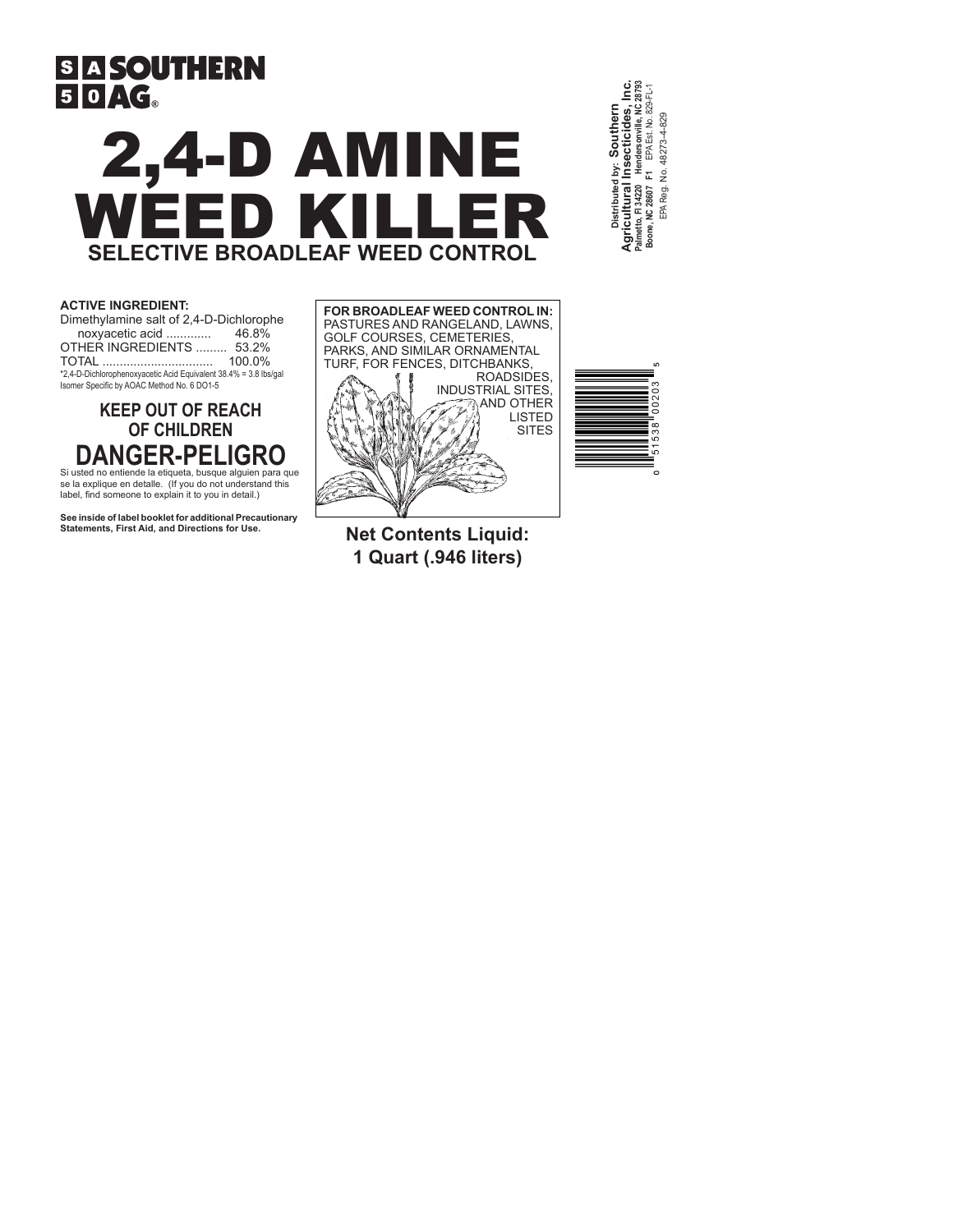SOUTHERN AG®

# 2,4-D AMINE WEED KILLER

## SELECTIVE BROADLEAF WEED CONTROL

Distributed by: **Southern Agricultural Insecticides, Inc.**
Palmetto, Fl 34220 Hendersonville, NC 28793
Boone, NC 28607 F1 EPA Est. No. 829-FL-1
EPA Reg. No. 48273-4-829

**ACTIVE INGREDIENT:**

| | |
|---|---|
| Dimethylamine salt of 2,4-D-Dichlorophenoxyacetic acid | 46.8% |
| OTHER INGREDIENTS | 53.2% |
| TOTAL | 100.0% |

*2,4-D-Dichlorophenoxyacetic Acid Equivalent 38.4% = 3.8 lbs/gal
Isomer Specific by AOAC Method No. 6 DO1-5

**FOR BROADLEAF WEED CONTROL IN:** PASTURES AND RANGELAND, LAWNS, GOLF COURSES, CEMETERIES, PARKS, AND SIMILAR ORNAMENTAL TURF, FOR FENCES, DITCHBANKS, ROADSIDES, INDUSTRIAL SITES, AND OTHER LISTED SITES

0 51538 00203 5

## KEEP OUT OF REACH OF CHILDREN

## DANGER-PELIGRO

Si usted no entiende la etiqueta, busque alguien para que se la explique en detalle. (If you do not understand this label, find someone to explain it to you in detail.)

**See inside of label booklet for additional Precautionary Statements, First Aid, and Directions for Use.**

**Net Contents Liquid: 1 Quart (.946 liters)**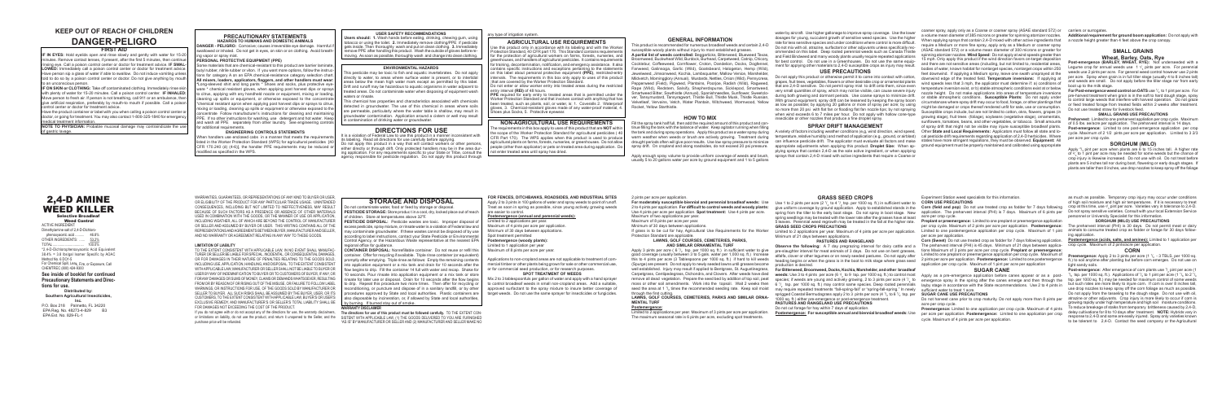# KEEP OUT OF REACH OF CHILDREN

# DANGER-PELIGRO

## FIRST AID

**IF IN EYES:** Hold eyelids open and rinse slowly and gently with water for 15-20 minutes. Remove contact lenses, if present, after the first 5 minutes, then continue rinsing eye. Call a poison control center or doctor for treatment advice. **IF SWALLOWED:** Immediately call a poison control center or doctor for treatment advice. Have person sip a glass of water if able to swallow. Do not induce vomiting unless told to do so by a poison control center or doctor. Do not give anything by mouth to an unconscious person.

**IF ON SKIN or CLOTHING:** Take off contaminated clothing. Immediately rinse skin with plenty of water for 15-20 minutes. Call a poison control center or doctor for treatment advice. **IF INHALED:** Move person to fresh air. If person is not breathing, call 911 or an ambulance, then give artificial respiration, preferably by mouth-to-mouth if possible. Call a poison control center or doctor for further treatment advice.

Have the product container or label with you when calling a poison control center or doctor, or going for treatment. You may also contact 1-800-325-1840 for emergency medical treatment information.

**NOTE TO PHYSICIAN:** Probable mucosal damage may contraindicate the use of gastric lavage.

## PRECAUTIONARY STATEMENTS

### HAZARDS TO HUMANS AND DOMESTIC ANIMALS

**DANGER - PELIGRO:** Corrosive, causes irreversible eye damage. Harmful if swallowed or inhaled. Do not get in eyes, on skin or on clothing. Avoid breathing vapor or spray mist.

**PERSONAL PROTECTIVE EQUIPMENT (PPE):** Some materials that are chemical-resistant to this product are barrier laminate, butyl rubber, nitrile rubber or viton. If you want more options, follow the instructions for category A on an EPA chemical-resistance category selection chart. **All mixers, loaders, applicators, flaggers, and other handlers must wear:** Long-sleeved shirt and long pants • Shoes plus socks, plus protective eyewear • chemical resistant gloves, when applying post harvest dips or sprays to citrus, applying with any handheld nozzle or equipment, mixing or loading, cleaning up spills or equipment, or otherwise exposed to the concentrate. *chemical resistant apron when applying post harvest dips or sprays to citrus, mixing or loading, cleaning up spills or equipment or otherwise exposed to the concentrate. Follow manufacturer's instructions for cleaning and maintaining PPE. If no other instructions for washing, use detergent and hot water. Keep and wash all PPE separately from other laundry. See engineering controls for additional requirements.

### ENGINEERING CONTROLS STATEMENTS

When handlers use enclosed cabs, in a manner that meets the requirements listed in the Worker Protection Standard (WPS) for agricultural pesticides [40 CFR 170.240 (d) (4-6)], the handler PPE requirements may be reduced or modified as specified in the WPS.

### USER SAFETY RECOMMENDATIONS

**Users should:** 1. Wash hands before eating, drinking, chewing gum, using tobacco or using the toilet. 2. Immediately remove clothing/PPE if pesticide gets inside. Then thoroughly wash and put on clean clothing. 3. Immediately remove PPE after handling this product. Wash the outside of gloves before removing. As soon as possible, thoroughly wash and change into clean clothing.

### ENVIRONMENTAL HAZARDS

This pesticide may be toxic to fish and aquatic invertebrates. Do not apply directly to water, to areas where surface water is present, or to intertidal areas below the mean high water mark except as permitted by this label. Drift and runoff may be hazardous to aquatic organisms in water adjacent to treated areas. Do not contaminate water when disposing of equipment wash waters or rinsate.

This chemical has properties and characteristics associated with chemicals detected in groundwater. The use of this chemical in areas where soils are permeable, particularly where the water table is shallow, may result in groundwater contamination. Application around a cistern or well may result in contamination of drinking water or groundwater.

## DIRECTIONS FOR USE

It is a violation of Federal Law to use this product in a manner inconsistent with its labeling. Read all directions for use carefully before applying.

Do not apply this product in a way that will contact workers or other persons, either directly or through drift. Only protected handlers may be in the area during application. For any requirements specific to your State or Tribe, consult the agency responsible for pesticide regulation. Do not apply this product through any type of irrigation system.

### AGRICULTURAL USE REQUIREMENTS

Use this product only in accordance with its labeling and with the Worker Protection Standard, 40 CFR part 170. This Standard contains requirements for the protection of agricultural workers on farms, forests, nurseries, and greenhouses, and handlers of agricultural pesticides. It contains requirements for training, decontamination, notification, and emergency assistance. It also contains specific instructions and exceptions pertaining to the statements on this label about personal protective equipment (PPE), restricted-entry intervals. The requirements in this box only apply to uses of this product that are covered by the Worker Protection Standard.

Do not enter or allow worker entry into treated areas during the restricted entry interval (REI) of 48 hours.

PPE required for early entry to treated areas that is permitted under the Worker Protection Standard and that involves contact with anything that has been treated, such as plants, soil, or water, is: 1. Coveralls 2. Waterproof gloves, 3. Chemical-resistant gloves made of any waterproof material, 4. Shoes plus socks, 5. Protective eyewear.

### NON-AGRICULTURAL USE REQUIREMENTS

The requirements in this box apply to uses of this product that are **NOT** within the scope of the Worker Protection Standard for agricultural pesticides (40 CFR Part 170). The WPS applies when this product is used to produce agricultural plants on farms, forests, nurseries, or greenhouses. Do not allow people (other than applicator) or pets on treated area during application. Do not enter treated area until sprays have dried.

### GENERAL INFORMATION

This product is recommended for numerous broadleaf weeds and certain 2,4-D susceptible woody plants without injury to most established grasses.

**A partial list of weeds controlled:** Beggarticks, Bitterweed, Blueweed Texas, Broomweed, Buckwheat Wild, Burdock, Burhead, Carpetweed, Catnip, Chicory, Cocklebur, Coffeeweed, Cornflower, Croton, Dandelion, Docks, Dogfennel, Fanweed, Galinsoga, Garlic (Wild), Goatsbeard, Hawkweed, Hemp (Wild), Henbit, Horseweed, Jewelweed, Knotweed, Kochia, Lambsquarter, Mallow (Venice), Marshelder, Mexicanweed, Morningglory (Annual), Mustards, Nettles, Onion (Wild), Pennycress, Pepperweed (Field), Pigweed, Plantains, Poorjoe, Radish (Wild), Ragweed, Rape (Wild), Redstem, Salsify, Shepherdspurse, Sicklepod, Smartweed, Smokeweed, Sowthistle (Annual), Spanishneedles, Sunflower, Sweetclover, Tansymustard, Thistle, Vervain, Velvetleaf, Vetch, Water Plantain, Witchweed, Wormwood, Yellow Rocket, Yellow Starthistle.

### HOW TO MIX

Fill the spray tank half full, then add the required amount of this product and continue filling the tank with the balance of water. Keep agitation running when filling the tank and during spray operations. Apply this product as a water spray during warm weather when weeds or brush are actively growing. Treatment during drought periods often will give poor results. Use clean equipment. Do not allow sprays to drift. Do not exceed the recommended rates.

Apply enough spray volume to provide uniform coverage of weeds and brush, usually 5 to 20 gallons water per acre by ground equipment and 1 to 5 gallons water by aircraft. Use higher gallonage to improve spray coverage. Use the lower dosages for young, succulent growth of sensitive weed species. Use the higher rate for less sensitive species and under conditions where control is more difficult. Do not mix with oil, atrazine, surfactant or other adjuvants unless specifically recommended on this label. Deep rooted perennial weeds such as Canada Thistle and Field Bindweed and many woody plants usually require repeated applications for best control. Do not use in Greenhouses. Do not use the spray equipment for applying other materials to 2,4-D susceptible crops as injury may result.

### USE PRECAUTIONS

Do not apply this product or otherwise permit it to come into contact with cotton, grapes, fruit trees, vegetables, flowers or other desirable crop or ornamental plants that are 2,4-D sensitive. Do not permit spray mist to drift onto them, since even very small quantities of spray, which may not be visible, can cause severe injury during both growing and dormant periods. Use coarse sprays to minimize drift. With ground equipment, spray drift can be lessened by keeping the spray boom as low as possible; by applying 20 gallons or more of spray per acre; by using no more than 30 psi; with flat fan or flooding fan tip nozzles; by not spraying when wind exceeds 6 to 7 miles per hour. Do not apply with hollow cone-type insecticide or other nozzles that produce a fine droplet spray.

### SPRAY DRIFT MANAGEMENT

A variety of factors including weather conditions (e.g. wind direction, wind speed, temperature, relative humidity) and method of application (e.g., ground, or aerial) can influence pesticide drift. The applicator must evaluate all factors and make appropriate adjustments when applying this product. **Droplet Size:** When applying sprays that contain 2,4-D as the sole active ingredient, or when applying sprays that contain 2,4-D mixed with active ingredients that require a Coarse or coarser spray, apply only as a Coarse or coarser spray (ASAE standard 572) or a volume mean diameter of 385 microns or greater for spinning atomizer nozzles. When applying sprays that contain 2,4-D mixed with other active ingredients that require a Medium or more fine spray, apply only as a Medium or coarser spray (ASAE standard 572) or a volume mean diameter of 300 microns or greater for spinning atomizer nozzles. **Wind Speed:** Do not apply at wind speeds greater than 15 mph. Only apply this product if the wind direction favors on-target deposition and there are not sensitive areas (including, but not limited to, residential areas, bodies of water, known habitat for nontarget species, nontarget crops) within 250 feet downwind. If applying a Medium spray, leave one swath unsprayed at the downwind edge of the treated field. **Temperature Inversions:** If applying at wind speeds less than 3 mph, the applicator must determine if: a) conditions of temperature inversion exist, or b) stable atmospheric conditions exist at or below nozzle height. Do not make applications into areas of temperature inversions or stable atmospheric conditions. **Susceptible Plants:** Do not apply under circumstances where spray drift may occur to food, forage, or other plantings that might be damaged or crops thereof rendered unfit for sale, use or consumption. Susceptible crops include, but are not limited to cotton, okra, flowers, grapes (in growing stage), fruit trees (foliage), soybeans (vegetative stage), ornamentals, sunflowers, tomatoes, beans, and other vegetables, or tobacco. Small amounts of spray drift that might not be visible may injure susceptible broadleaf plants. **Other State and Local Requirements:** Applicators must follow all state and local pesticide drift requirements regarding application of 2,4-D herbicides. Where states have more stringent regulations, they must be observed. **Equipment:** All ground equipment must be properly maintained and calibrated using appropriate carriers or surrogates.

**Additional requirement for ground boom application:** Do not apply with a nozzle height greater than 4 feet above the crop canopy.

### SMALL GRAINS

#### Wheat, Barley, Oats, Rye

**Post-emergence (BARLEY, WHEAT, RYE):** Not underseeded with a Legume crop for annual weeds use 1 ½ pints per acre. For perennial weeds use 2 pints per acre. For general weed control however use 2 pints per acre. Spray when grain is in full tiller stage (usually 4 to 8 inches tall) and weeds are small. Do not apply before the tiller stage nor from early boot up to the milk stage.

**For Post-emergence weed control on OATS** use ½ to 1 pint per acre. For pre-harvest treatment when grain is in the soft to hard dough stage, spray to control large weeds that interfere with harvest operation. Do not graze or feed treated forage from treated fields within 2 weeks after treatment. Do not use treated straw for livestock feed.

#### SMALL GRAINS USE PRECAUTIONS

**Preharvest:** Limited to one preharvest application per crop cycle. Maximum of 0.5 lbs. ae/acre per application. **Postemergence:** Limited to one post-emergence application per crop cycle. Maximum of 2 pints per acre per application. **Fallow:** Limited to 2 ½ per acre per crop cycle.

### SORGHUM (MILO)

Apply ¾ pint per acre when plants are 6 to 15 inches tall. A higher rate of ¾ to 1 pint per acre may be needed for severe weeds but the chance of crop injury is also increased. Use drop nozzles if sorghum is more than 8 inches tall. Do not apply when plants are 5 inches tall nor during boot, flowering or early dough stages. If plants are taller than 8 inches, use drop nozzles to keep spray off the foliage

# 2,4-D AMINE WEED KILLER

**Selective Broadleaf Weed Control**

ACTIVE INGREDIENT:
Dimethylamine salt of 2,4-Dichlorophenoxyacetic acid ........ 46.8%
OTHER INGREDIENTS: ........ 53.2%
TOTAL: ........ 100.0%

*2,4-D dichlorophenoxyacetic Acid Equivalent 38.4% = 3.8 lbs/gal. Isomer Specific by AOAC Method No. 6.D01-4.

For Chemical Spill, Leak, Fire, or Exposure, Call CHEMTREC (800) 424-9300

**See inside of booklet for continued Precautionary Statements and Directions for use.**

**Distributed by:**
**Southern Agricultural Insecticides, Inc.**
P.O. Box 218 Palmetto, FL 34220
EPA Reg. No. 48273-4-829 B3
EPA Est. No. 829-FL-1

WARRANTIES, GUARANTEES, OR REPRESENTATIONS OF ANY KIND TO BUYER OR USER, OR ELIGIBILITY OF THE PRODUCT FOR ANY PARTICULAR TRADE USAGE. UNINTENDED CONSEQUENCES, INCLUDING BUT NOT LIMITED TO INEFFECTIVENESS, MAY RESULT BECAUSE OF SUCH FACTORS AS A PRESENCE OR ABSENCE OF OTHER MATERIALS USED IN COMBINATION WITH THE GOODS, OR THE MANNER OF USE OR APPLICATION, INCLUDING WEATHER, ALL OF WHICH ARE BEYOND THE CONTROL OF MANUFACTURER OR SELLER AND ASSUMED BY BUYER OR USER. THIS WRITING CONTAINS ALL OF THE REPRESENTATIONS AND AGREEMENTS BETWEEN BUYER, MANUFACTURER AND SELLER, AND NO WARRANTY OR AGREEMENT RELATING IN ANY WAY TO THESE GOODS.

**LIMITATION OF LIABILITY**

TO THE EXTENT CONSISTENT WITH APPLICABLE LAW, IN NO EVENT SHALL MANUFACTURER OR SELLER BE LIABLE FOR SPECIAL, INCIDENTAL, OR CONSEQUENTIAL DAMAGES OR FOR DAMAGES IN THE NATURE OF PENALTIES RELATING TO THE GOODS SOLD, INCLUDING USE, APPLICATION, HANDLING AND DISPOSAL. TO THE EXTENT CONSISTENT WITH APPLICABLE LAW, MANUFACTURER OR SELLER SHALL NOT BE LIABLE TO BUYER OR USER FOR ANY SUMS OF MONEY OR FOR ANY DAMAGES OR SUMS OF MONEY, CLAIMS OR DEMANDS WHATSOEVER, RESULTING FROM OR BY REASON OF OR RISING OUT OF THE MISUSE, OR FAILURE TO FOLLOW LABEL WARNINGS, OR INSTRUCTIONS FOR USE, OF THE GOODS SOLD BY MANUFACTURER OR SELLER TO BUYER. ALL SUCH RISKS SHALL BE ASSUMED BY THE BUYER, USER, OR ITS CUSTOMERS. TO THE EXTENT CONSISTENT WITH APPLICABLE LAW, BUYER'S OR USER'S EXCLUSIVE REMEDY, AND MANUFACTURER'S OR SELLER'S TOTAL LIABILITY SHALL BE FOR DAMAGES NOT EXCEEDING THE COST OF THE PRODUCT.

If you do not agree with or do not accept any of the directions for use, the warranty disclaimers, or limitations on liability, do not use the product, and return it unopened to the Seller, and the purchase price will be refunded.

## STORAGE AND DISPOSAL

Do not contaminate water, food or feed by storage or disposal.

**PESTICIDE STORAGE:** Store product in a cool, dry, locked place out of reach of children. Store at temperatures above 32°F.

**PESTICIDE DISPOSAL:** Pesticide wastes are toxic. Improper disposal of excess pesticide, spray mixture, or rinsate is a violation of Federal law and may contaminate groundwater. If these wastes cannot be disposed of by use according to label instructions, contact your State Pesticide or Environmental Control Agency, or the Hazardous Waste representative at the nearest EPA regional office for guidance.

**CONTAINER DISPOSAL:** Nonrefillable container. Do not reuse or refill this container. Offer for recycling if available. Triple rinse container (or equivalent) promptly after emptying. Triple rinse as follows: Empty the remaining contents into application equipment or a mix tank and drain for 10 seconds after the flow begins to drip. Fill the container 1/4 full with water and recap. Shake for 10 seconds. Pour rinsate into application equipment or a mix tank or store rinsate for later use or disposal. Drain for 10 seconds after the flow begins to drip. Repeat this procedure two more times. Then offer for recycling or reconditioning, or puncture and dispose of in a sanitary landfill, or by other procedures approved by State and local authorities. Plastic containers are also disposable by incineration, or, if allowed by State and local authorities, by burning. If burned stay out of smoke.

**IMPORTANT DISCLAIMER**

**The directions for use of this product must be followed carefully.** TO THE EXTENT CONSISTENT WITH APPLICABLE LAW, (1) THE GOODS DELIVERED TO YOU ARE FURNISHED "AS IS" BY MANUFACTURER OR SELLER AND (2) MANUFACTURER AND SELLER MAKE NO

### FOR FENCES, DITCHBANKS, ROADSIDES, AND INDUSTRIAL SITES

Apply 2 to 3 pints in 10 gallons of water or spray weeds to point of runoff. Treat as soon in spring as possible, since young actively growing weeds are easiest to control.

**Postemergence (annual and perennial weeds):** Limited to 2 applications per year. Maximum of 4 pints per acre per application. Minimum of 30 days between applications. Spot treatment permitted.

**Postemergence (woody plants):** Limited to 1 application per year. Maximum of 8 pints per acre per year.

Applications to non-cropland areas are not applicable to treatment of commercial timber or other plants being grown for sale or other commercial use, or for commercial seed production, or for research purposes.

### SPOT TREATMENT OF WEEDS

Mix 2 to 3 tablespoonfuls per gallon of water and apply with a hand sprayer to control broadleaf weeds in small non-cropland areas. Add a suitable, approved surfactant to the spray mixture to ensure better coverage of target weeds. Do not use the same sprayer for insecticides or fungicides.

2 pints per acre per application.

**For moderately susceptible biennial and perennial broadleaf weeds:** Use 2 to 4 pints per application. **For difficult to control weeds and woody plants:** Use 4 pints per acre per application. **Spot treatment:** Use 4 pints per acre. Maximum of two applications per season.

Maximum of 8 pints per acre per year.

Minimum of 30 days between applications.

If grass is to be cut for hay, Agricultural Use Requirements for the Worker Protection Standard are applicable.

### LAWNS, GOLF COURSES, CEMETERIES, PARKS, AND SIMILAR ORNAMENTAL TURF

Apply 3 pints per acre (1 ¼ tsp. per 1000 sq. ft.) in sufficient water to give uniform coverage (usually between 1 to 5 gals. water per 1,000 sq. ft.). Increase this to 4 pints per acre (3 Tablespoons per 1000 sq. ft.) if hard to kill weeds (Spurge) are present. Do not apply to newly seeded lawns until grasses become well established. Injury may result if applied to Bentgrass, St. Augustinegrass, Carpetgrass, Centipedegrass, Dichondra, and Clovers. After weeds have died remove all dead vegetation. Replace the weed kill by addition of top soil, peat moss or other soil amendments. Work into the topsoil. Wait 2 weeks then seed the area at 1 ½ times the recommended rate. Keep soil moist through the first cutting.

#### LAWNS, GOLF COURSES, CEMETERIES, PARKS AND SIMILAR ORNAMENTAL TURF

**Postemergence:**
Limited to 2 applications per year. Maximum of 3 pints per acre per application. The maximum seasonal rate is 6 pints per acre, excluding spot treatments.

### GRASS SEED CROPS

Use 1 to 2 pints per acre (2 ½ to 4 ¾ tsp. per 1000 sq. ft.) in sufficient water to give uniform coverage by ground application. Apply to established stands in the spring from the tiller to the early boot stage. Do not spray in boot stage. New spring seedings may be treated with the lower rate after the grasses have at least 5 leaves. Perennial weed regrowth may be treated in the fall at the higher rate.

#### GRASS SEED CROPS PRECAUTIONS

Limited to 2 applications per year. Maximum of 4 pints per acre per application. Minimum of 21 days between applications.

### PASTURES AND RANGELAND

**Observe the following:** A 7 day pregrazing interval for dairy cattle and a pre-slaughter interval for meat animals of 3 days. Do not use on lawn grasses, alfalfa, clover or other legumes or on newly seeded pastures. Do not apply when heading begins or when the grass is in the boot to milk stage where grass seed production is desired.

**For Bitterweed, Broomweed, Docks, Kochia, Marshelder, and other broadleaf weeds:** Use 2 to 4 pints per acre (3 ¾ to 7 ½ tsp. per 1000 sq. ft.) to control most species. If weeds are young and actively growing, 2 to 3 pints per acre (4 ¾, 6 tsp. per 1000 sq. ft.) may control weeds satisfactorily. Deep rooted perennials may require repeated treatments 'fall-spring-fall' or 'spring-fall-spring'. In newly sprigged Coastal Bermudagrass apply 2 to 3 pints per acre (4 ¾, 6 tsp. per 1000 sq. ft.) after pre-emergence or post-emergence treatment.

#### PASTURES AND RANGELAND USE PRECAUTIONS

Do not cut forage for hay within 7 days of application.

**Postemergence: For susceptible annual and biennial broadleaf weeds:** Use

Experiment Station weed specialists for this information.

#### CORN USE PRECAUTIONS

**Corn (field and pop):** Do not use treated crop as fodder for 7 days following application. The preharvest interval (PHI) is 7 days. Maximum of 8 pints per acre per crop cycle.

**Preplant or preemergence:** Limited to one preplant or preemergence application per crop cycle. Maximum of 2 pints per acre per application. **Postemergence:** Limited to one postemergence application per crop cycle. Maximum of 1 pint per acre per application.

**Corn (Sweet):** Do not use treated crop as fodder for 7 days following application. The preharvest interval (PHI) is 45 days. Maximum of 3 pints per acre per crop cycle. **Preplant or preemergence:** Limited to one preplant or preemergence application per crop cycle. Maximum of 2 pints per acre per application. **Postemergence:** Limited to one post-emergence application per crop cycle. Maximum of 1 pint per acre per application.

### SUGAR CANE

Apply as a pre-emergence application before canes appear or as a post-emergence spray in the spring after the canes emerge and then through the layby stage in accordance with the State recommendations. Use 2 to 4 pints in sufficient water to cover 1 acre.

#### SUGAR CANE PRECAUTIONS

Do not harvest cane prior to crop maturity. Do not apply more than 8 pints per acre per crop cycle.

**Preemergence:** Limited to one application per crop cycle. Maximum of 4 pints per acre per application. **Postemergence:** Limited to one application per crop cycle. Maximum of 4 pints per acre per application.

as much as possible. Temporary crop injury may occur under conditions of high soil moisture and high air temperatures. If it is necessary to treat crop at this time, use ½ pint per acre. Varieties vary in tolerance to 2,4-D. Do not apply to sensitive varieties. Consult with your local Extension Service personnel or University Specialist for this information.

#### SORGHUM (MILO) USE PRECAUTIONS

The preharvest interval (PHI) is 30 days. Do not permit meat or dairy animals to consume treated crop as fodder or forage for 30 days following application.

**Postemergence (acids, salts, and amines):** Limited to 1 application per crop cycle. Maximum of 2 pints per application.

### CORN

**Preemergence:** Apply 2 to 3 pints per acre (1 ½ - 3 TBLS. per 1000 sq. ft.) to soil anytime after planting but before corn emerges. Do not use on light sandy soils.

**Post-emergence:** After emergence of corn plants use ½ pint per acre (1 ½ tsp. per 1000 sq. ft.). Applications of ½ to 1 pint per acre (1 ½ to 2 ½ tsp. per 1000 sq. ft.) may be needed for maximum control of some weeds when corn plants are more likely to injure corn. If corn is over 8 inches tall, use drop nozzles to keep spray off the corn foliage as much as possible. Do not apply from the tasseling to the dough stage. Do not use with oil, atrazine or other adjuvants. Crop injury is more likely to occur if corn is growing rapidly under high temperature and high soil moisture conditions, or from a breakage of stalks from temporary brittleness caused by 2,4-D, delay cultivation for 8 to 10 days after treatment. **NOTE:** Hybrids vary in response to 2,4-D and some are easily injured. Spray only varieties known to be tolerant to 2,4-D. Contact the seed company or the Agricultural